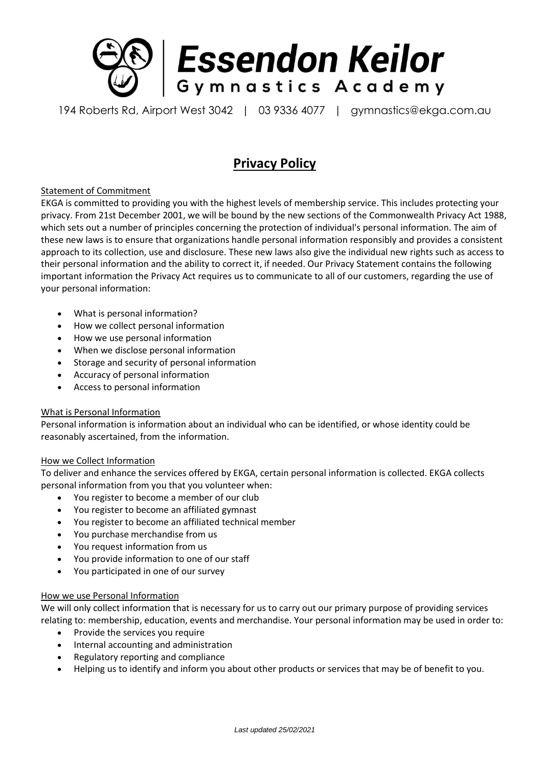# Essendon Keilor Gymnastics Academy

194 Roberts Rd, Airport West 3042 | 03 9336 4077 | gymnastics@ekga.com.au

## Privacy Policy

### Statement of Commitment

EKGA is committed to providing you with the highest levels of membership service. This includes protecting your privacy. From 21st December 2001, we will be bound by the new sections of the Commonwealth Privacy Act 1988, which sets out a number of principles concerning the protection of individual's personal information. The aim of these new laws is to ensure that organizations handle personal information responsibly and provides a consistent approach to its collection, use and disclosure. These new laws also give the individual new rights such as access to their personal information and the ability to correct it, if needed. Our Privacy Statement contains the following important information the Privacy Act requires us to communicate to all of our customers, regarding the use of your personal information:

- What is personal information?
- How we collect personal information
- How we use personal information
- When we disclose personal information
- Storage and security of personal information
- Accuracy of personal information
- Access to personal information

### What is Personal Information

Personal information is information about an individual who can be identified, or whose identity could be reasonably ascertained, from the information.

### How we Collect Information

To deliver and enhance the services offered by EKGA, certain personal information is collected. EKGA collects personal information from you that you volunteer when:

- You register to become a member of our club
- You register to become an affiliated gymnast
- You register to become an affiliated technical member
- You purchase merchandise from us
- You request information from us
- You provide information to one of our staff
- You participated in one of our survey

### How we use Personal Information

We will only collect information that is necessary for us to carry out our primary purpose of providing services relating to: membership, education, events and merchandise. Your personal information may be used in order to:

- Provide the services you require
- Internal accounting and administration
- Regulatory reporting and compliance
- Helping us to identify and inform you about other products or services that may be of benefit to you.

*Last updated 25/02/2021*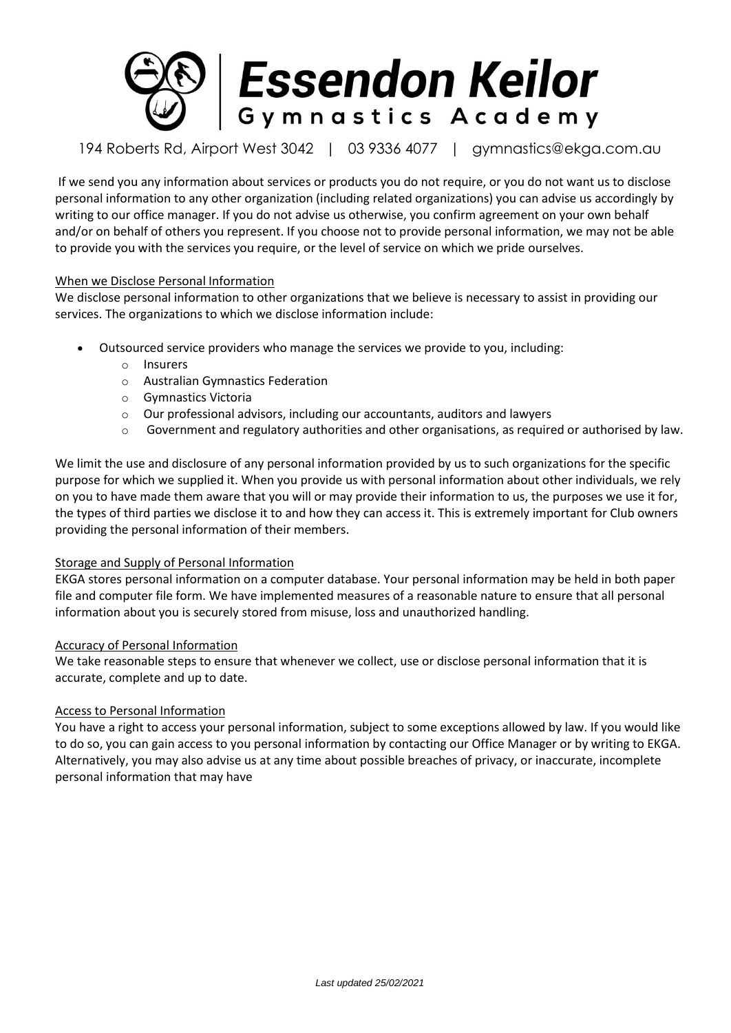If we send you any information about services or products you do not require, or you do not want us to disclose personal information to any other organization (including related organizations) you can advise us accordingly by writing to our office manager. If you do not advise us otherwise, you confirm agreement on your own behalf and/or on behalf of others you represent. If you choose not to provide personal information, we may not be able to provide you with the services you require, or the level of service on which we pride ourselves.

## When we Disclose Personal Information

We disclose personal information to other organizations that we believe is necessary to assist in providing our services. The organizations to which we disclose information include:

- Outsourced service providers who manage the services we provide to you, including:
  - Insurers
  - Australian Gymnastics Federation
  - Gymnastics Victoria
  - Our professional advisors, including our accountants, auditors and lawyers
  - Government and regulatory authorities and other organisations, as required or authorised by law.

We limit the use and disclosure of any personal information provided by us to such organizations for the specific purpose for which we supplied it. When you provide us with personal information about other individuals, we rely on you to have made them aware that you will or may provide their information to us, the purposes we use it for, the types of third parties we disclose it to and how they can access it. This is extremely important for Club owners providing the personal information of their members.

## Storage and Supply of Personal Information

EKGA stores personal information on a computer database. Your personal information may be held in both paper file and computer file form. We have implemented measures of a reasonable nature to ensure that all personal information about you is securely stored from misuse, loss and unauthorized handling.

## Accuracy of Personal Information

We take reasonable steps to ensure that whenever we collect, use or disclose personal information that it is accurate, complete and up to date.

## Access to Personal Information

You have a right to access your personal information, subject to some exceptions allowed by law. If you would like to do so, you can gain access to you personal information by contacting our Office Manager or by writing to EKGA. Alternatively, you may also advise us at any time about possible breaches of privacy, or inaccurate, incomplete personal information that may have

*Last updated 25/02/2021*